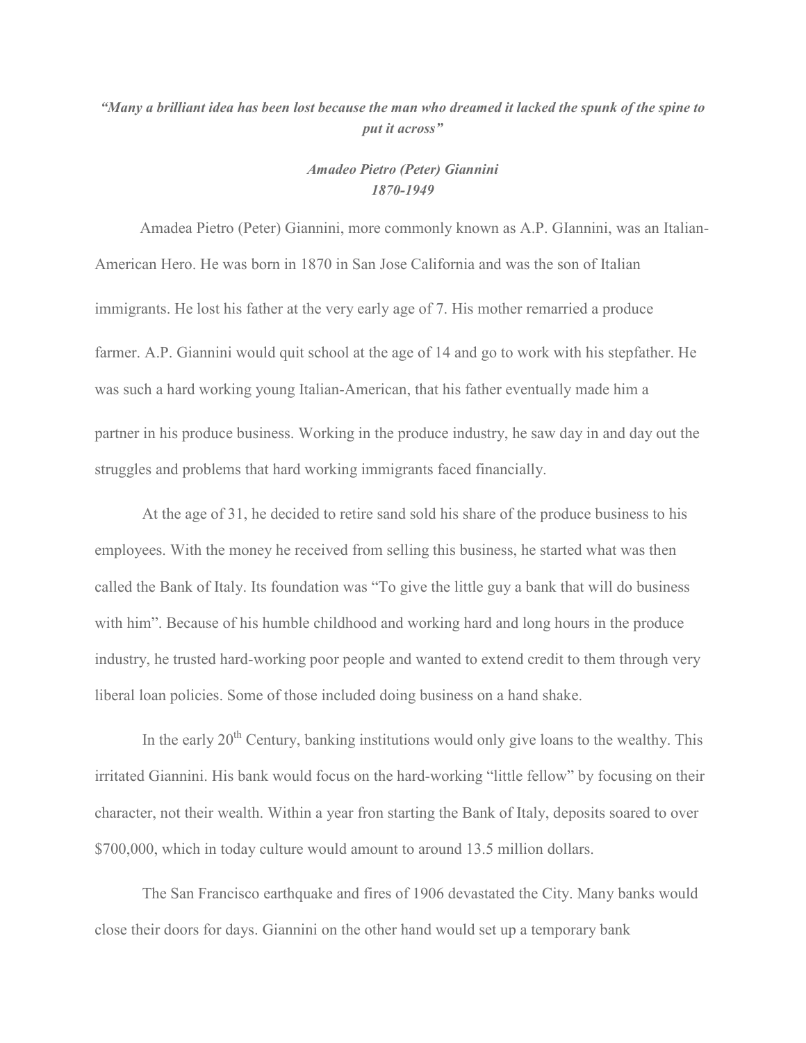***"Many a brilliant idea has been lost because the man who dreamed it lacked the spunk of the spine to put it across"***

***Amadeo Pietro (Peter) Giannini***
***1870-1949***

Amadea Pietro (Peter) Giannini, more commonly known as A.P. GIannini, was an Italian-American Hero. He was born in 1870 in San Jose California and was the son of Italian immigrants. He lost his father at the very early age of 7. His mother remarried a produce farmer. A.P. Giannini would quit school at the age of 14 and go to work with his stepfather. He was such a hard working young Italian-American, that his father eventually made him a partner in his produce business. Working in the produce industry, he saw day in and day out the struggles and problems that hard working immigrants faced financially.

At the age of 31, he decided to retire sand sold his share of the produce business to his employees. With the money he received from selling this business, he started what was then called the Bank of Italy. Its foundation was "To give the little guy a bank that will do business with him". Because of his humble childhood and working hard and long hours in the produce industry, he trusted hard-working poor people and wanted to extend credit to them through very liberal loan policies. Some of those included doing business on a hand shake.

In the early 20th Century, banking institutions would only give loans to the wealthy. This irritated Giannini. His bank would focus on the hard-working "little fellow" by focusing on their character, not their wealth. Within a year fron starting the Bank of Italy, deposits soared to over $700,000, which in today culture would amount to around 13.5 million dollars.

The San Francisco earthquake and fires of 1906 devastated the City. Many banks would close their doors for days. Giannini on the other hand would set up a temporary bank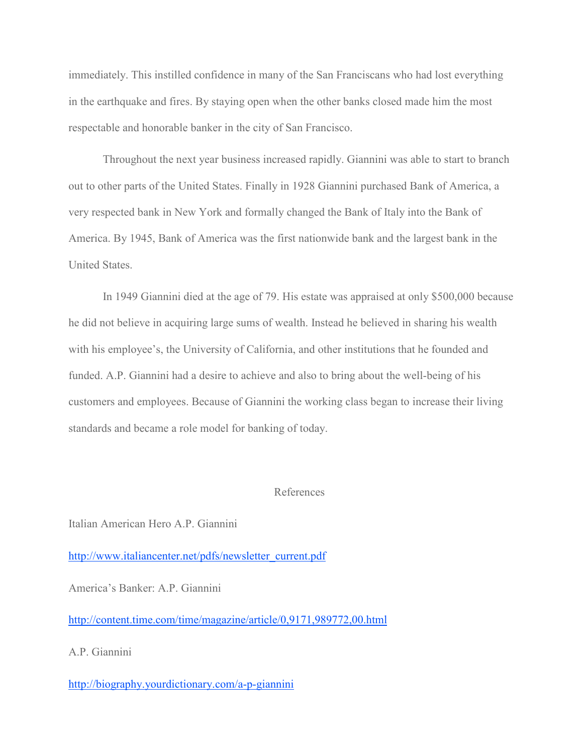immediately. This instilled confidence in many of the San Franciscans who had lost everything in the earthquake and fires. By staying open when the other banks closed made him the most respectable and honorable banker in the city of San Francisco.

Throughout the next year business increased rapidly. Giannini was able to start to branch out to other parts of the United States. Finally in 1928 Giannini purchased Bank of America, a very respected bank in New York and formally changed the Bank of Italy into the Bank of America. By 1945, Bank of America was the first nationwide bank and the largest bank in the United States.

In 1949 Giannini died at the age of 79. His estate was appraised at only $500,000 because he did not believe in acquiring large sums of wealth. Instead he believed in sharing his wealth with his employee's, the University of California, and other institutions that he founded and funded. A.P. Giannini had a desire to achieve and also to bring about the well-being of his customers and employees. Because of Giannini the working class began to increase their living standards and became a role model for banking of today.

## References

Italian American Hero A.P. Giannini

http://www.italiancenter.net/pdfs/newsletter_current.pdf

America's Banker: A.P. Giannini

http://content.time.com/time/magazine/article/0,9171,989772,00.html

A.P. Giannini

http://biography.yourdictionary.com/a-p-giannini